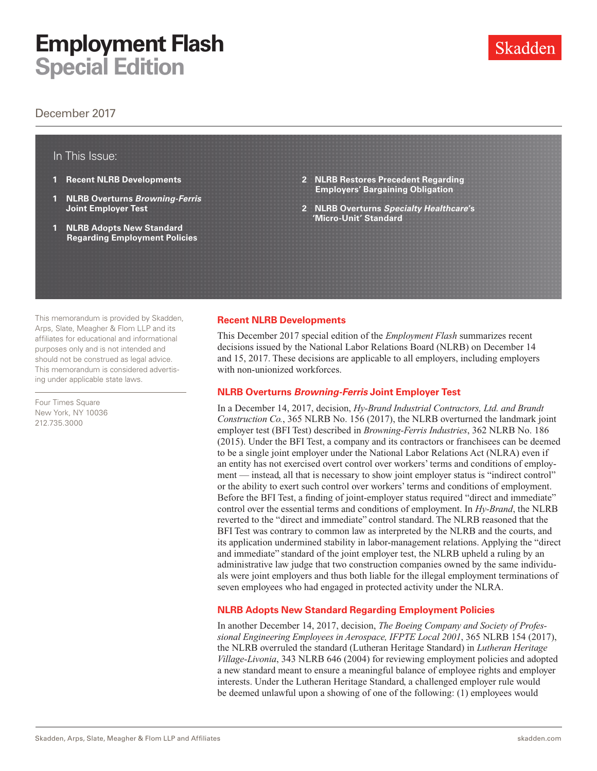# Employment Flash
## Special Edition

December 2017

**In This Issue:**

- **1 Recent NLRB Developments**
- **1 NLRB Overturns *Browning-Ferris* Joint Employer Test**
- **1 NLRB Adopts New Standard Regarding Employment Policies**
- **2 NLRB Restores Precedent Regarding Employers' Bargaining Obligation**
- **2 NLRB Overturns *Specialty Healthcare*'s 'Micro-Unit' Standard**

This memorandum is provided by Skadden, Arps, Slate, Meagher & Flom LLP and its affiliates for educational and informational purposes only and is not intended and should not be construed as legal advice. This memorandum is considered advertising under applicable state laws.

Four Times Square
New York, NY 10036
212.735.3000

### Recent NLRB Developments

This December 2017 special edition of the *Employment Flash* summarizes recent decisions issued by the National Labor Relations Board (NLRB) on December 14 and 15, 2017. These decisions are applicable to all employers, including employers with non-unionized workforces.

### NLRB Overturns *Browning-Ferris* Joint Employer Test

In a December 14, 2017, decision, *Hy-Brand Industrial Contractors, Ltd. and Brandt Construction Co.*, 365 NLRB No. 156 (2017), the NLRB overturned the landmark joint employer test (BFI Test) described in *Browning-Ferris Industries*, 362 NLRB No. 186 (2015). Under the BFI Test, a company and its contractors or franchisees can be deemed to be a single joint employer under the National Labor Relations Act (NLRA) even if an entity has not exercised overt control over workers' terms and conditions of employment — instead, all that is necessary to show joint employer status is "indirect control" or the ability to exert such control over workers' terms and conditions of employment. Before the BFI Test, a finding of joint-employer status required "direct and immediate" control over the essential terms and conditions of employment. In *Hy-Brand*, the NLRB reverted to the "direct and immediate" control standard. The NLRB reasoned that the BFI Test was contrary to common law as interpreted by the NLRB and the courts, and its application undermined stability in labor-management relations. Applying the "direct and immediate" standard of the joint employer test, the NLRB upheld a ruling by an administrative law judge that two construction companies owned by the same individuals were joint employers and thus both liable for the illegal employment terminations of seven employees who had engaged in protected activity under the NLRA.

### NLRB Adopts New Standard Regarding Employment Policies

In another December 14, 2017, decision, *The Boeing Company and Society of Professional Engineering Employees in Aerospace, IFPTE Local 2001*, 365 NLRB 154 (2017), the NLRB overruled the standard (Lutheran Heritage Standard) in *Lutheran Heritage Village-Livonia*, 343 NLRB 646 (2004) for reviewing employment policies and adopted a new standard meant to ensure a meaningful balance of employee rights and employer interests. Under the Lutheran Heritage Standard, a challenged employer rule would be deemed unlawful upon a showing of one of the following: (1) employees would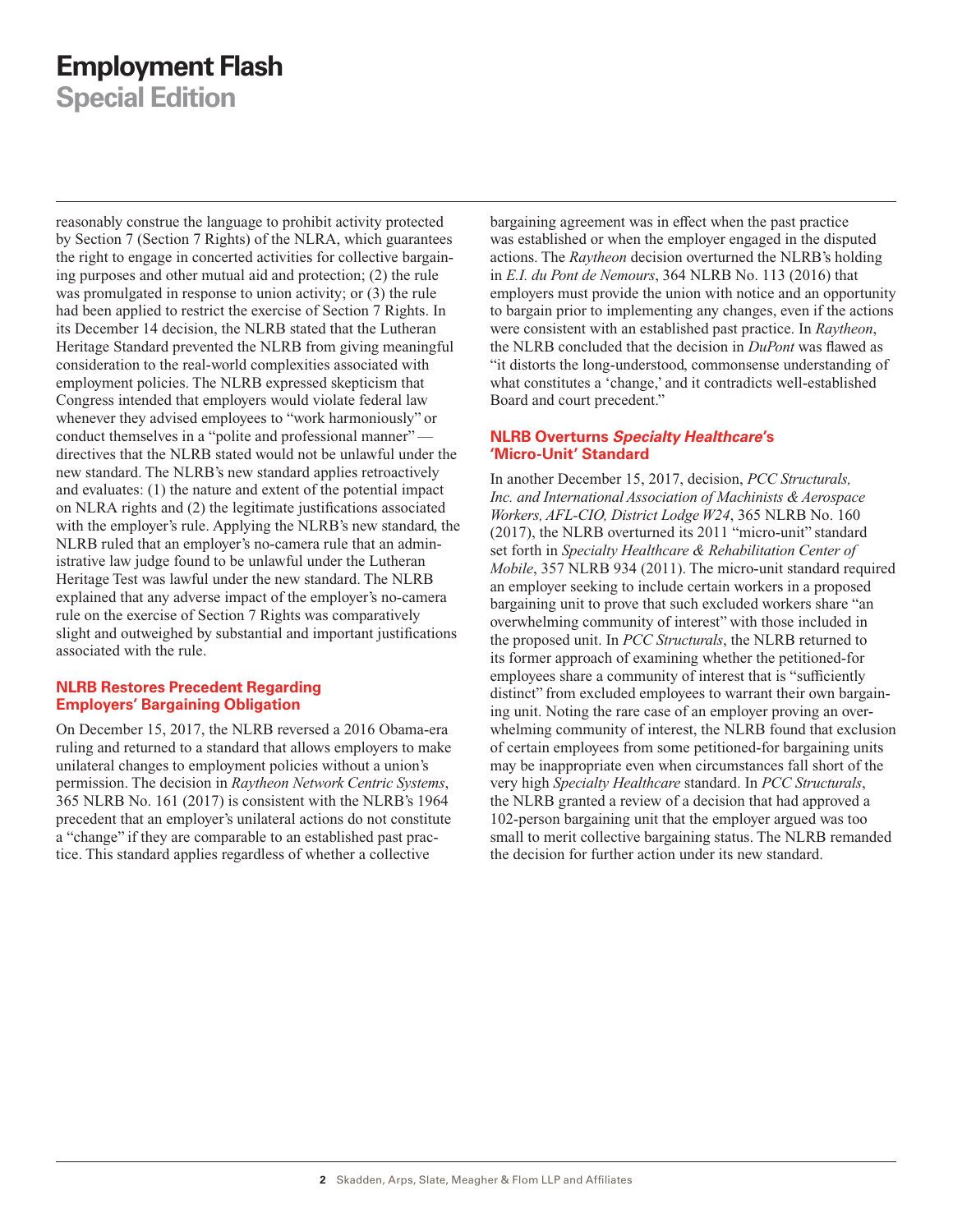reasonably construe the language to prohibit activity protected by Section 7 (Section 7 Rights) of the NLRA, which guarantees the right to engage in concerted activities for collective bargaining purposes and other mutual aid and protection; (2) the rule was promulgated in response to union activity; or (3) the rule had been applied to restrict the exercise of Section 7 Rights. In its December 14 decision, the NLRB stated that the Lutheran Heritage Standard prevented the NLRB from giving meaningful consideration to the real-world complexities associated with employment policies. The NLRB expressed skepticism that Congress intended that employers would violate federal law whenever they advised employees to "work harmoniously" or conduct themselves in a "polite and professional manner" — directives that the NLRB stated would not be unlawful under the new standard. The NLRB's new standard applies retroactively and evaluates: (1) the nature and extent of the potential impact on NLRA rights and (2) the legitimate justifications associated with the employer's rule. Applying the NLRB's new standard, the NLRB ruled that an employer's no-camera rule that an administrative law judge found to be unlawful under the Lutheran Heritage Test was lawful under the new standard. The NLRB explained that any adverse impact of the employer's no-camera rule on the exercise of Section 7 Rights was comparatively slight and outweighed by substantial and important justifications associated with the rule.

### NLRB Restores Precedent Regarding Employers' Bargaining Obligation

On December 15, 2017, the NLRB reversed a 2016 Obama-era ruling and returned to a standard that allows employers to make unilateral changes to employment policies without a union's permission. The decision in *Raytheon Network Centric Systems*, 365 NLRB No. 161 (2017) is consistent with the NLRB's 1964 precedent that an employer's unilateral actions do not constitute a "change" if they are comparable to an established past practice. This standard applies regardless of whether a collective bargaining agreement was in effect when the past practice was established or when the employer engaged in the disputed actions. The *Raytheon* decision overturned the NLRB's holding in *E.I. du Pont de Nemours*, 364 NLRB No. 113 (2016) that employers must provide the union with notice and an opportunity to bargain prior to implementing any changes, even if the actions were consistent with an established past practice. In *Raytheon*, the NLRB concluded that the decision in *DuPont* was flawed as "it distorts the long-understood, commonsense understanding of what constitutes a 'change,' and it contradicts well-established Board and court precedent."

### NLRB Overturns *Specialty Healthcare*'s 'Micro-Unit' Standard

In another December 15, 2017, decision, *PCC Structurals, Inc. and International Association of Machinists & Aerospace Workers, AFL-CIO, District Lodge W24*, 365 NLRB No. 160 (2017), the NLRB overturned its 2011 "micro-unit" standard set forth in *Specialty Healthcare & Rehabilitation Center of Mobile*, 357 NLRB 934 (2011). The micro-unit standard required an employer seeking to include certain workers in a proposed bargaining unit to prove that such excluded workers share "an overwhelming community of interest" with those included in the proposed unit. In *PCC Structurals*, the NLRB returned to its former approach of examining whether the petitioned-for employees share a community of interest that is "sufficiently distinct" from excluded employees to warrant their own bargaining unit. Noting the rare case of an employer proving an overwhelming community of interest, the NLRB found that exclusion of certain employees from some petitioned-for bargaining units may be inappropriate even when circumstances fall short of the very high *Specialty Healthcare* standard. In *PCC Structurals*, the NLRB granted a review of a decision that had approved a 102-person bargaining unit that the employer argued was too small to merit collective bargaining status. The NLRB remanded the decision for further action under its new standard.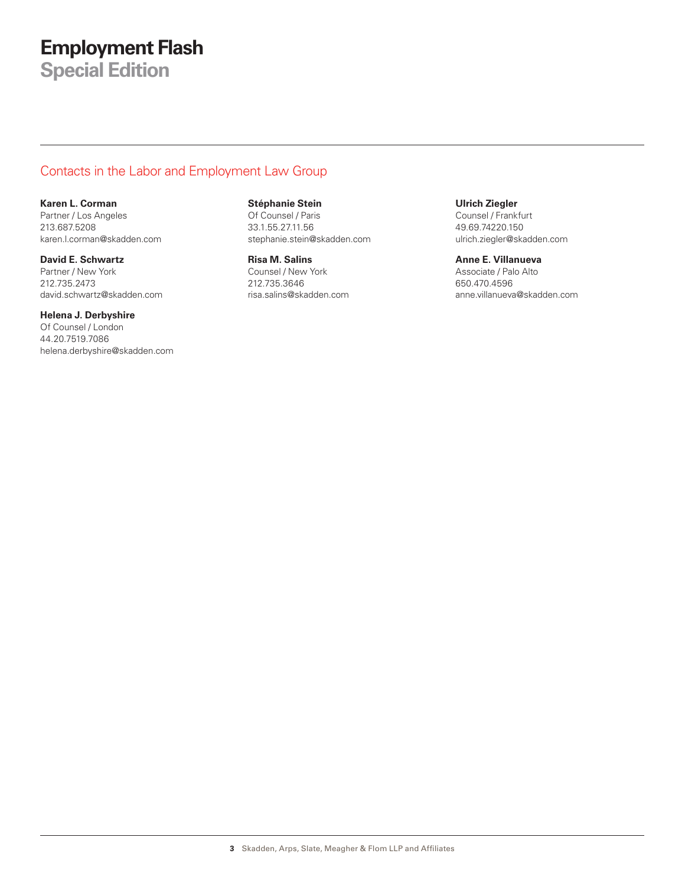# Employment Flash
## Special Edition

## Contacts in the Labor and Employment Law Group

**Karen L. Corman**
Partner / Los Angeles
213.687.5208
karen.l.corman@skadden.com

**David E. Schwartz**
Partner / New York
212.735.2473
david.schwartz@skadden.com

**Helena J. Derbyshire**
Of Counsel / London
44.20.7519.7086
helena.derbyshire@skadden.com

**Stéphanie Stein**
Of Counsel / Paris
33.1.55.27.11.56
stephanie.stein@skadden.com

**Risa M. Salins**
Counsel / New York
212.735.3646
risa.salins@skadden.com

**Ulrich Ziegler**
Counsel / Frankfurt
49.69.74220.150
ulrich.ziegler@skadden.com

**Anne E. Villanueva**
Associate / Palo Alto
650.470.4596
anne.villanueva@skadden.com